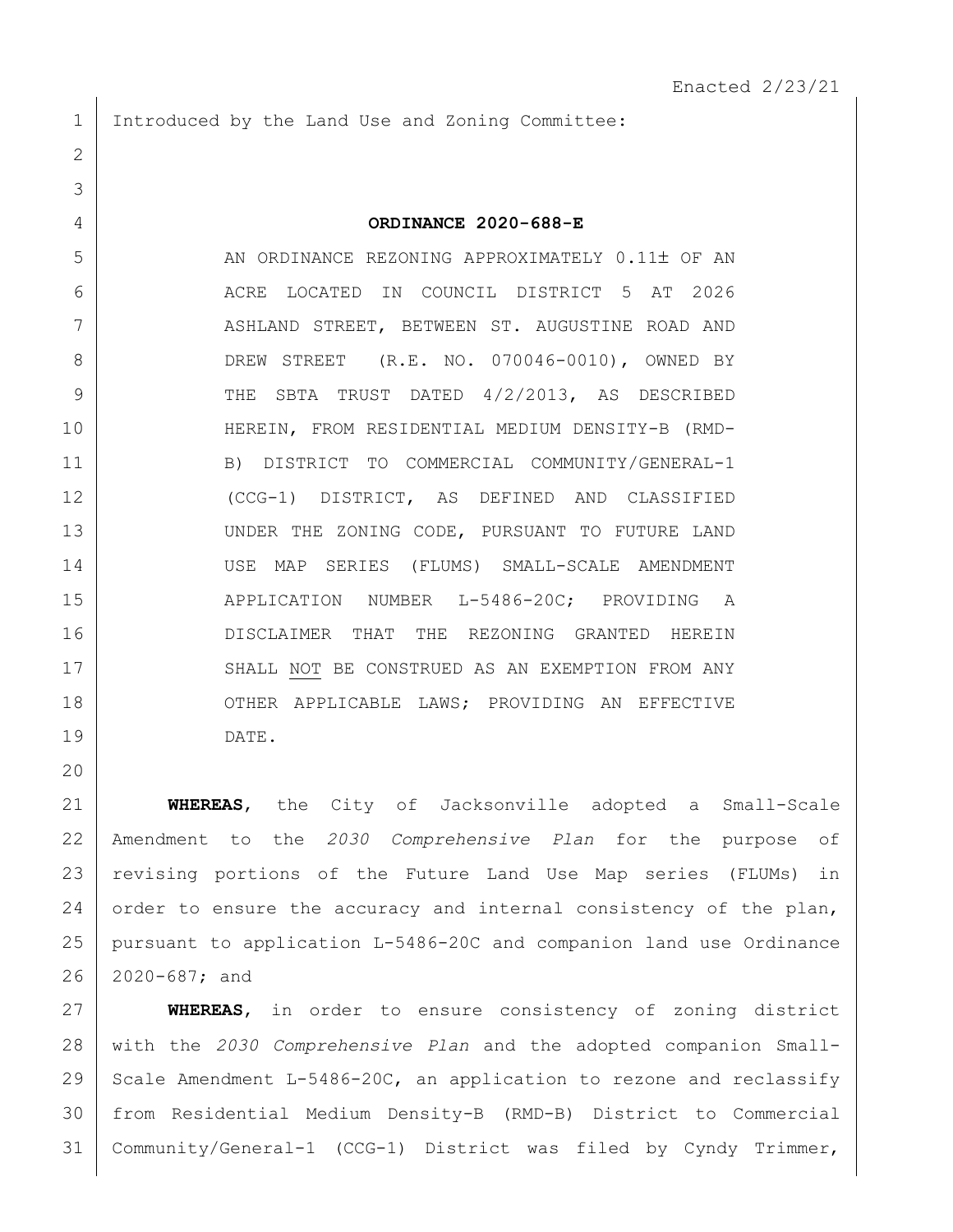Enacted 2/23/21

Introduced by the Land Use and Zoning Committee:

**ORDINANCE 2020-688-E**

AN ORDINANCE REZONING APPROXIMATELY 0.11± OF AN ACRE LOCATED IN COUNCIL DISTRICT 5 AT 2026 ASHLAND STREET, BETWEEN ST. AUGUSTINE ROAD AND DREW STREET (R.E. NO. 070046-0010), OWNED BY THE SBTA TRUST DATED 4/2/2013, AS DESCRIBED HEREIN, FROM RESIDENTIAL MEDIUM DENSITY-B (RMD-B) DISTRICT TO COMMERCIAL COMMUNITY/GENERAL-1 (CCG-1) DISTRICT, AS DEFINED AND CLASSIFIED UNDER THE ZONING CODE, PURSUANT TO FUTURE LAND USE MAP SERIES (FLUMS) SMALL-SCALE AMENDMENT APPLICATION NUMBER L-5486-20C; PROVIDING A DISCLAIMER THAT THE REZONING GRANTED HEREIN SHALL NOT BE CONSTRUED AS AN EXEMPTION FROM ANY OTHER APPLICABLE LAWS; PROVIDING AN EFFECTIVE DATE.

**WHEREAS**, the City of Jacksonville adopted a Small-Scale Amendment to the *2030 Comprehensive Plan* for the purpose of revising portions of the Future Land Use Map series (FLUMs) in order to ensure the accuracy and internal consistency of the plan, pursuant to application L-5486-20C and companion land use Ordinance 2020-687; and

**WHEREAS**, in order to ensure consistency of zoning district with the *2030 Comprehensive Plan* and the adopted companion Small-Scale Amendment L-5486-20C, an application to rezone and reclassify from Residential Medium Density-B (RMD-B) District to Commercial Community/General-1 (CCG-1) District was filed by Cyndy Trimmer,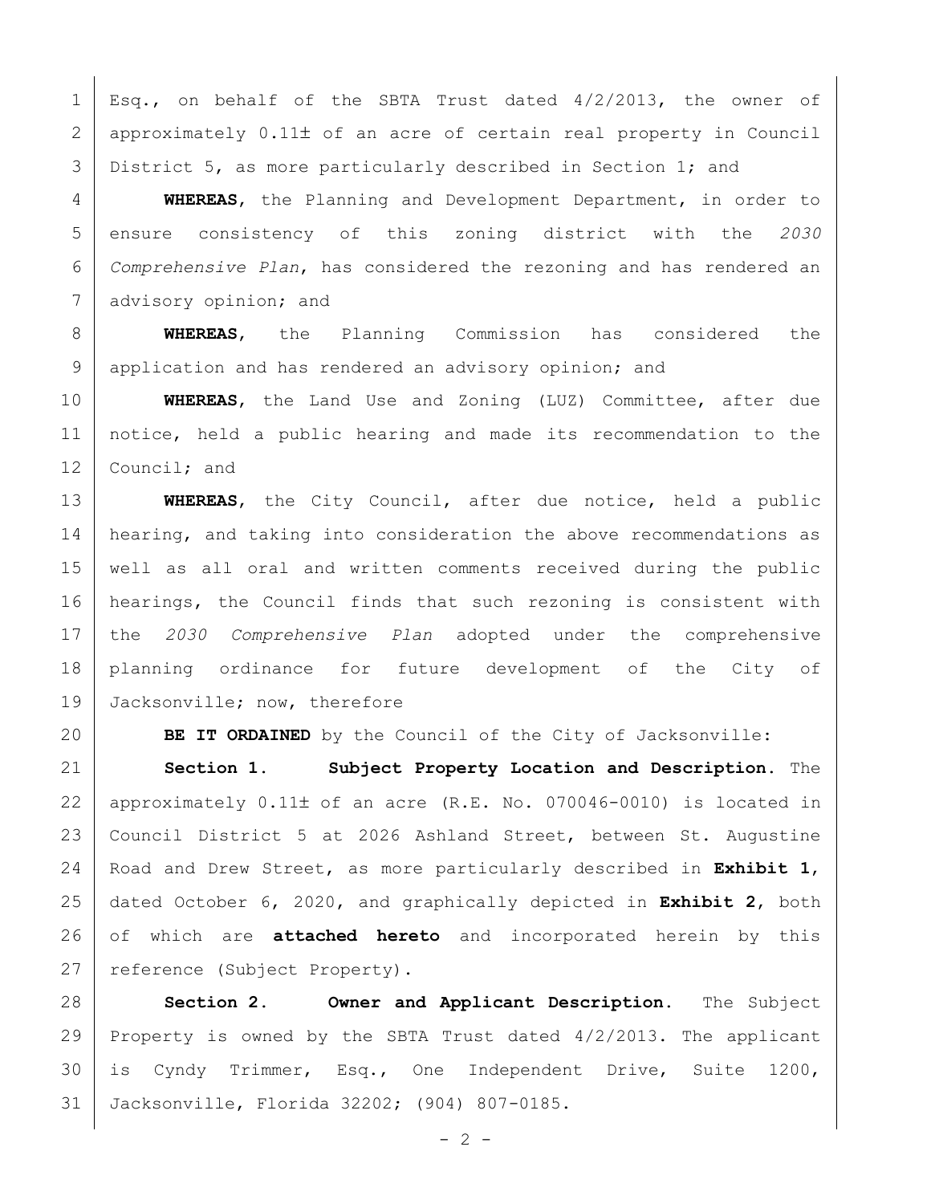Esq., on behalf of the SBTA Trust dated 4/2/2013, the owner of approximately 0.11± of an acre of certain real property in Council District 5, as more particularly described in Section 1; and

**WHEREAS**, the Planning and Development Department, in order to ensure consistency of this zoning district with the *2030 Comprehensive Plan*, has considered the rezoning and has rendered an advisory opinion; and

**WHEREAS**, the Planning Commission has considered the application and has rendered an advisory opinion; and

**WHEREAS**, the Land Use and Zoning (LUZ) Committee, after due notice, held a public hearing and made its recommendation to the Council; and

**WHEREAS**, the City Council, after due notice, held a public hearing, and taking into consideration the above recommendations as well as all oral and written comments received during the public hearings, the Council finds that such rezoning is consistent with the *2030 Comprehensive Plan* adopted under the comprehensive planning ordinance for future development of the City of Jacksonville; now, therefore

**BE IT ORDAINED** by the Council of the City of Jacksonville:

**Section 1. Subject Property Location and Description.** The approximately 0.11± of an acre (R.E. No. 070046-0010) is located in Council District 5 at 2026 Ashland Street, between St. Augustine Road and Drew Street, as more particularly described in **Exhibit 1**, dated October 6, 2020, and graphically depicted in **Exhibit 2**, both of which are **attached hereto** and incorporated herein by this reference (Subject Property).

**Section 2. Owner and Applicant Description.** The Subject Property is owned by the SBTA Trust dated 4/2/2013. The applicant is Cyndy Trimmer, Esq., One Independent Drive, Suite 1200, Jacksonville, Florida 32202; (904) 807-0185.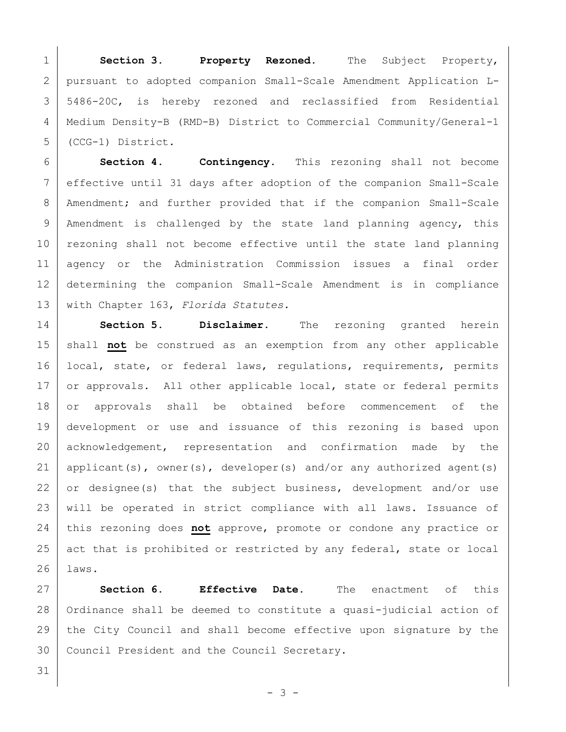**Section 3. Property Rezoned.** The Subject Property, pursuant to adopted companion Small-Scale Amendment Application L-5486-20C, is hereby rezoned and reclassified from Residential Medium Density-B (RMD-B) District to Commercial Community/General-1 (CCG-1) District.

**Section 4. Contingency.** This rezoning shall not become effective until 31 days after adoption of the companion Small-Scale Amendment; and further provided that if the companion Small-Scale Amendment is challenged by the state land planning agency, this rezoning shall not become effective until the state land planning agency or the Administration Commission issues a final order determining the companion Small-Scale Amendment is in compliance with Chapter 163, *Florida Statutes.*

**Section 5. Disclaimer.** The rezoning granted herein shall **not** be construed as an exemption from any other applicable local, state, or federal laws, regulations, requirements, permits or approvals. All other applicable local, state or federal permits or approvals shall be obtained before commencement of the development or use and issuance of this rezoning is based upon acknowledgement, representation and confirmation made by the applicant(s), owner(s), developer(s) and/or any authorized agent(s) or designee(s) that the subject business, development and/or use will be operated in strict compliance with all laws. Issuance of this rezoning does **not** approve, promote or condone any practice or act that is prohibited or restricted by any federal, state or local laws.

**Section 6. Effective Date.** The enactment of this Ordinance shall be deemed to constitute a quasi-judicial action of the City Council and shall become effective upon signature by the Council President and the Council Secretary.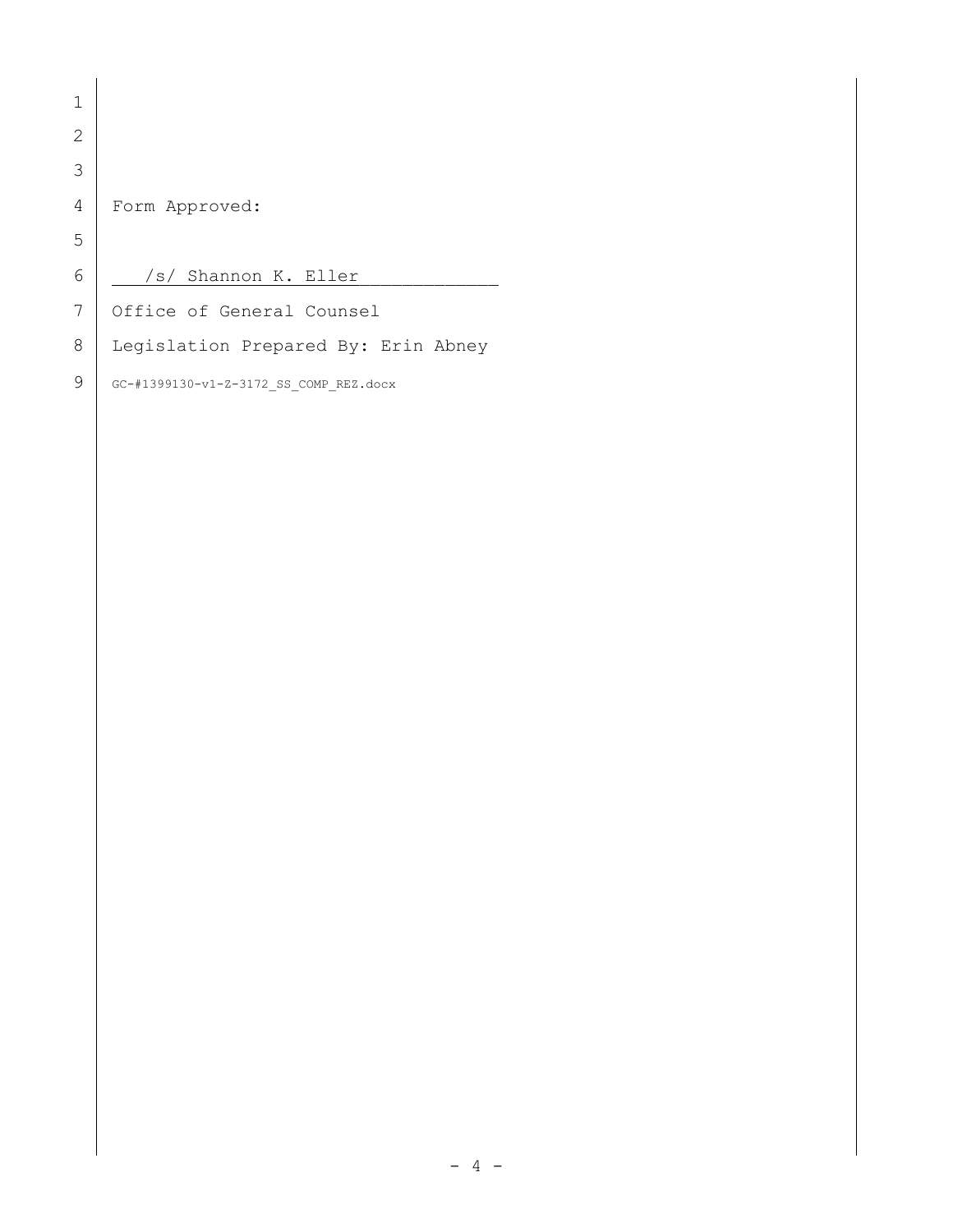Form Approved:

/s/ Shannon K. Eller

Office of General Counsel

Legislation Prepared By: Erin Abney

GC-#1399130-v1-Z-3172_SS_COMP_REZ.docx